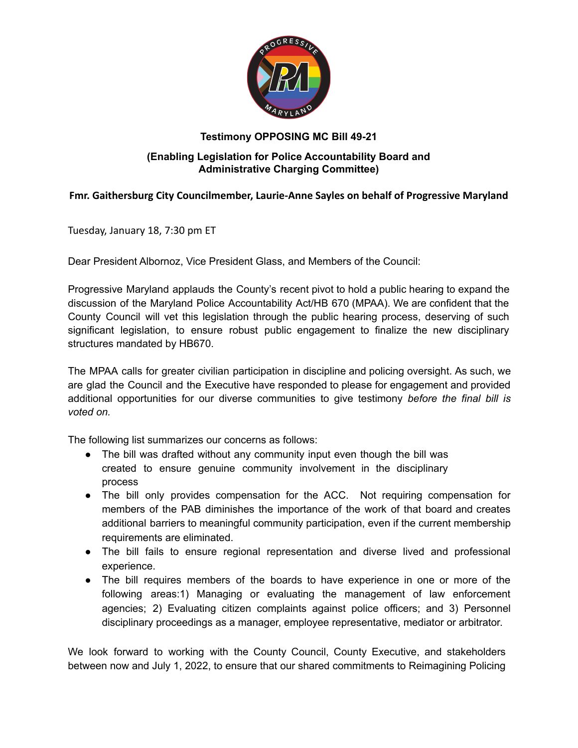# Testimony OPPOSING MC Bill 49-21

## (Enabling Legislation for Police Accountability Board and Administrative Charging Committee)

### Fmr. Gaithersburg City Councilmember, Laurie-Anne Sayles on behalf of Progressive Maryland

Tuesday, January 18, 7:30 pm ET

Dear President Albornoz, Vice President Glass, and Members of the Council:

Progressive Maryland applauds the County's recent pivot to hold a public hearing to expand the discussion of the Maryland Police Accountability Act/HB 670 (MPAA). We are confident that the County Council will vet this legislation through the public hearing process, deserving of such significant legislation, to ensure robust public engagement to finalize the new disciplinary structures mandated by HB670.

The MPAA calls for greater civilian participation in discipline and policing oversight. As such, we are glad the Council and the Executive have responded to please for engagement and provided additional opportunities for our diverse communities to give testimony *before the final bill is voted on.*

The following list summarizes our concerns as follows:

- The bill was drafted without any community input even though the bill was created to ensure genuine community involvement in the disciplinary process
- The bill only provides compensation for the ACC. Not requiring compensation for members of the PAB diminishes the importance of the work of that board and creates additional barriers to meaningful community participation, even if the current membership requirements are eliminated.
- The bill fails to ensure regional representation and diverse lived and professional experience.
- The bill requires members of the boards to have experience in one or more of the following areas:1) Managing or evaluating the management of law enforcement agencies; 2) Evaluating citizen complaints against police officers; and 3) Personnel disciplinary proceedings as a manager, employee representative, mediator or arbitrator.

We look forward to working with the County Council, County Executive, and stakeholders between now and July 1, 2022, to ensure that our shared commitments to Reimagining Policing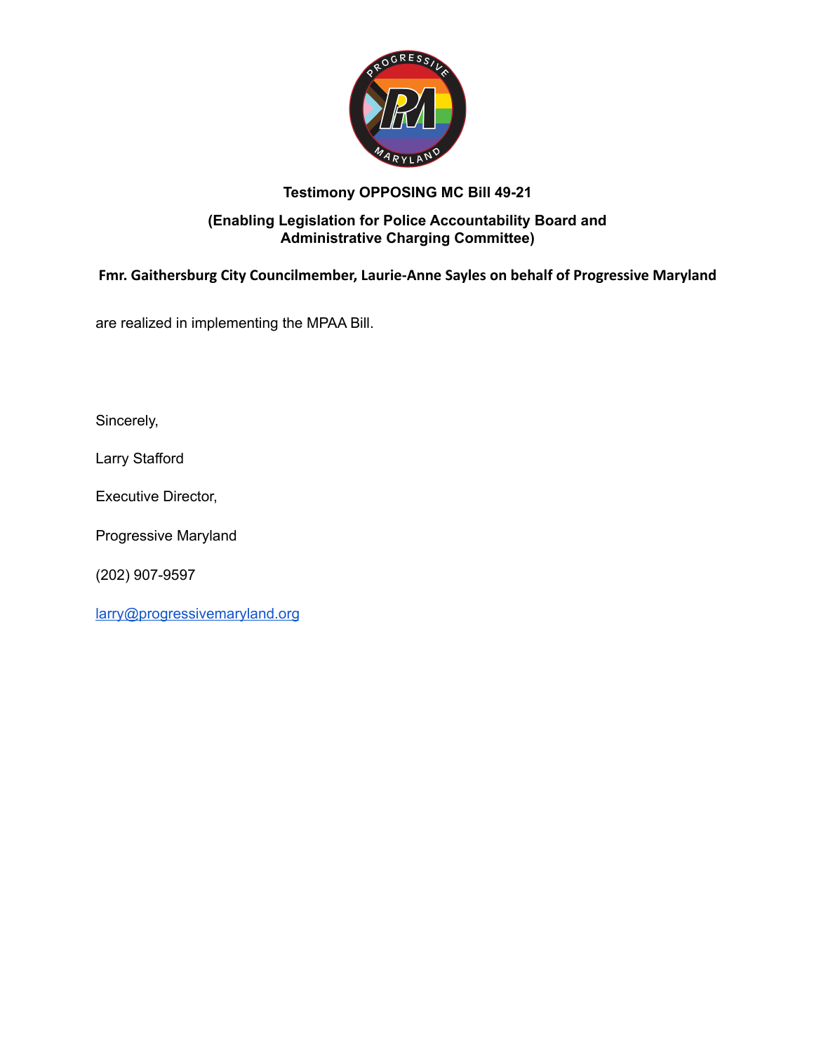**Testimony OPPOSING MC Bill 49-21**

**(Enabling Legislation for Police Accountability Board and Administrative Charging Committee)**

**Fmr. Gaithersburg City Councilmember, Laurie-Anne Sayles on behalf of Progressive Maryland**

are realized in implementing the MPAA Bill.

Sincerely,

Larry Stafford

Executive Director,

Progressive Maryland

(202) 907-9597

larry@progressivemaryland.org